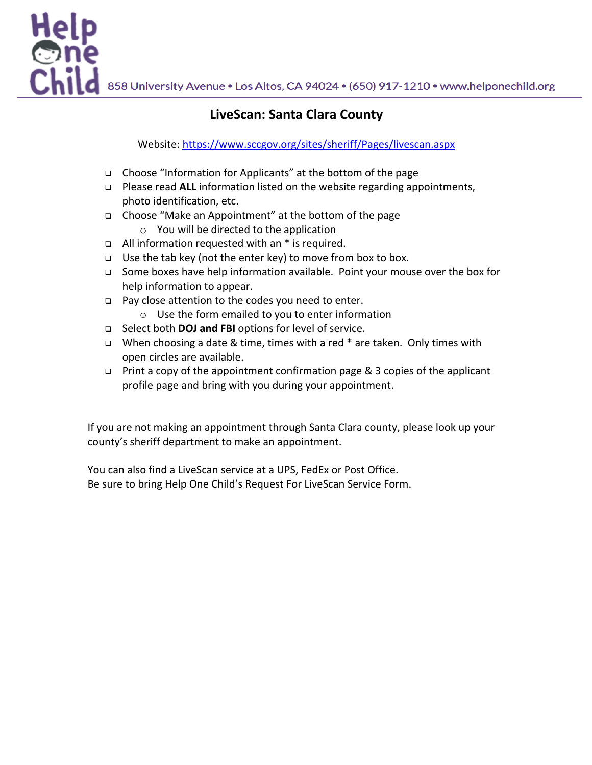858 University Avenue • Los Altos, CA 94024 • (650) 917-1210 • www.helponechild.org

## LiveScan: Santa Clara County

Website: [https://www.sccgov.org/sites/sheriff/Pages/livescan.aspx](https://www.sccgov.org/sites/sheriff/Pages/livescan.aspx)

- Choose "Information for Applicants" at the bottom of the page
- Please read **ALL** information listed on the website regarding appointments, photo identification, etc.
- Choose "Make an Appointment" at the bottom of the page
  - You will be directed to the application
- All information requested with an * is required.
- Use the tab key (not the enter key) to move from box to box.
- Some boxes have help information available. Point your mouse over the box for help information to appear.
- Pay close attention to the codes you need to enter.
  - Use the form emailed to you to enter information
- Select both **DOJ and FBI** options for level of service.
- When choosing a date & time, times with a red * are taken. Only times with open circles are available.
- Print a copy of the appointment confirmation page & 3 copies of the applicant profile page and bring with you during your appointment.

If you are not making an appointment through Santa Clara county, please look up your county's sheriff department to make an appointment.

You can also find a LiveScan service at a UPS, FedEx or Post Office.
Be sure to bring Help One Child's Request For LiveScan Service Form.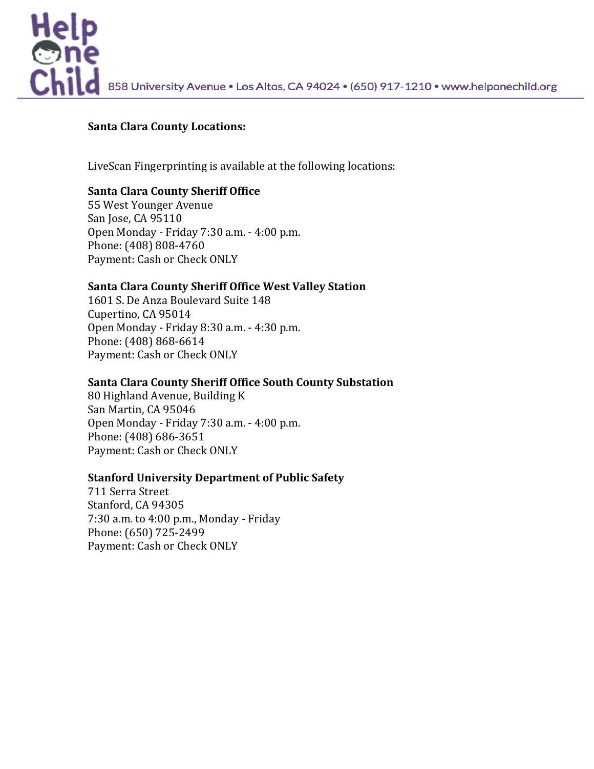**Santa Clara County Locations:**

LiveScan Fingerprinting is available at the following locations:

**Santa Clara County Sheriff Office**
55 West Younger Avenue
San Jose, CA 95110
Open Monday - Friday 7:30 a.m. - 4:00 p.m.
Phone: (408) 808-4760
Payment: Cash or Check ONLY

**Santa Clara County Sheriff Office West Valley Station**
1601 S. De Anza Boulevard Suite 148
Cupertino, CA 95014
Open Monday - Friday 8:30 a.m. - 4:30 p.m.
Phone: (408) 868-6614
Payment: Cash or Check ONLY

**Santa Clara County Sheriff Office South County Substation**
80 Highland Avenue, Building K
San Martin, CA 95046
Open Monday - Friday 7:30 a.m. - 4:00 p.m.
Phone: (408) 686-3651
Payment: Cash or Check ONLY

**Stanford University Department of Public Safety**
711 Serra Street
Stanford, CA 94305
7:30 a.m. to 4:00 p.m., Monday - Friday
Phone: (650) 725-2499
Payment: Cash or Check ONLY